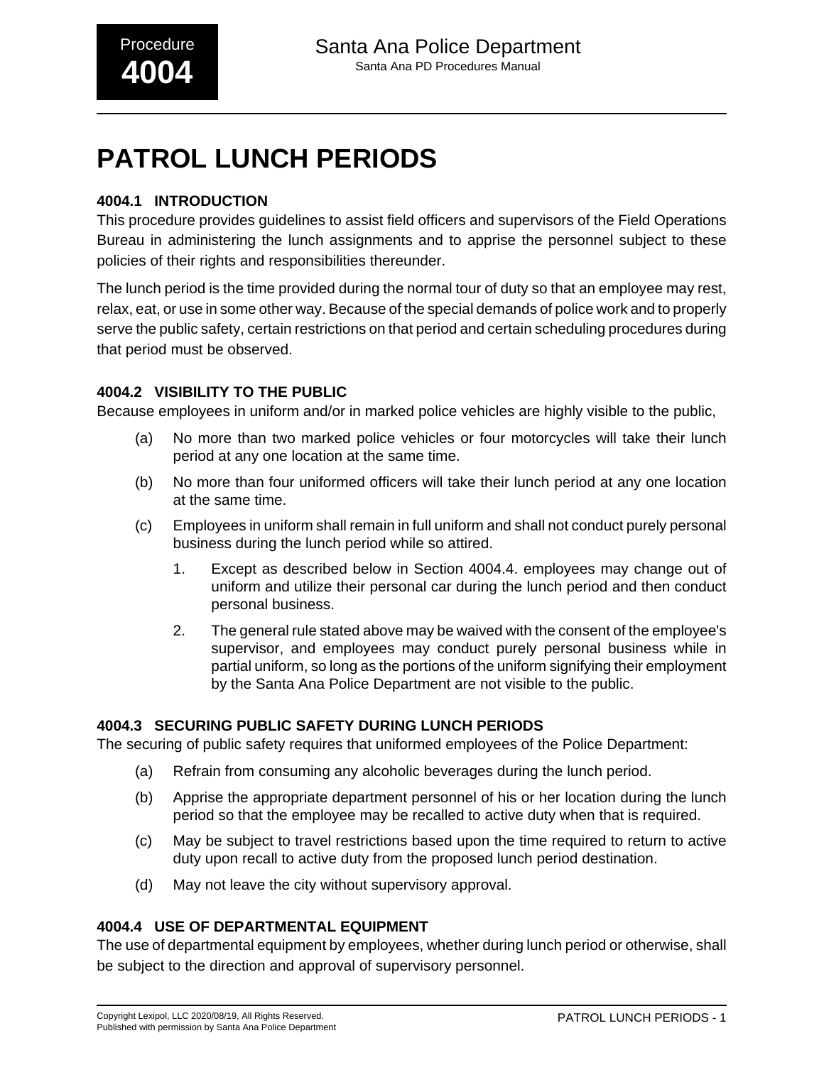# PATROL LUNCH PERIODS

### 4004.1 INTRODUCTION

This procedure provides guidelines to assist field officers and supervisors of the Field Operations Bureau in administering the lunch assignments and to apprise the personnel subject to these policies of their rights and responsibilities thereunder.

The lunch period is the time provided during the normal tour of duty so that an employee may rest, relax, eat, or use in some other way. Because of the special demands of police work and to properly serve the public safety, certain restrictions on that period and certain scheduling procedures during that period must be observed.

### 4004.2 VISIBILITY TO THE PUBLIC

Because employees in uniform and/or in marked police vehicles are highly visible to the public,

(a) No more than two marked police vehicles or four motorcycles will take their lunch period at any one location at the same time.

(b) No more than four uniformed officers will take their lunch period at any one location at the same time.

(c) Employees in uniform shall remain in full uniform and shall not conduct purely personal business during the lunch period while so attired.

1. Except as described below in Section 4004.4. employees may change out of uniform and utilize their personal car during the lunch period and then conduct personal business.
2. The general rule stated above may be waived with the consent of the employee's supervisor, and employees may conduct purely personal business while in partial uniform, so long as the portions of the uniform signifying their employment by the Santa Ana Police Department are not visible to the public.

### 4004.3 SECURING PUBLIC SAFETY DURING LUNCH PERIODS

The securing of public safety requires that uniformed employees of the Police Department:

(a) Refrain from consuming any alcoholic beverages during the lunch period.

(b) Apprise the appropriate department personnel of his or her location during the lunch period so that the employee may be recalled to active duty when that is required.

(c) May be subject to travel restrictions based upon the time required to return to active duty upon recall to active duty from the proposed lunch period destination.

(d) May not leave the city without supervisory approval.

### 4004.4 USE OF DEPARTMENTAL EQUIPMENT

The use of departmental equipment by employees, whether during lunch period or otherwise, shall be subject to the direction and approval of supervisory personnel.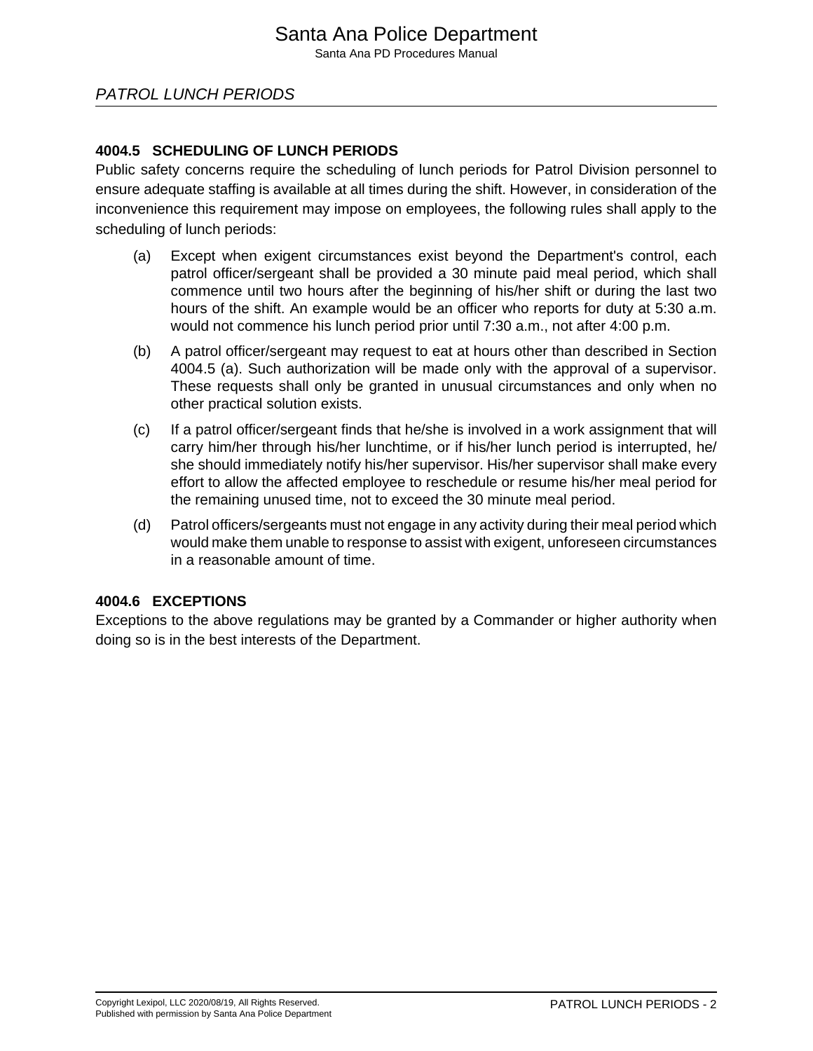## 4004.5 SCHEDULING OF LUNCH PERIODS

Public safety concerns require the scheduling of lunch periods for Patrol Division personnel to ensure adequate staffing is available at all times during the shift. However, in consideration of the inconvenience this requirement may impose on employees, the following rules shall apply to the scheduling of lunch periods:

(a) Except when exigent circumstances exist beyond the Department's control, each patrol officer/sergeant shall be provided a 30 minute paid meal period, which shall commence until two hours after the beginning of his/her shift or during the last two hours of the shift. An example would be an officer who reports for duty at 5:30 a.m. would not commence his lunch period prior until 7:30 a.m., not after 4:00 p.m.

(b) A patrol officer/sergeant may request to eat at hours other than described in Section 4004.5 (a). Such authorization will be made only with the approval of a supervisor. These requests shall only be granted in unusual circumstances and only when no other practical solution exists.

(c) If a patrol officer/sergeant finds that he/she is involved in a work assignment that will carry him/her through his/her lunchtime, or if his/her lunch period is interrupted, he/she should immediately notify his/her supervisor. His/her supervisor shall make every effort to allow the affected employee to reschedule or resume his/her meal period for the remaining unused time, not to exceed the 30 minute meal period.

(d) Patrol officers/sergeants must not engage in any activity during their meal period which would make them unable to response to assist with exigent, unforeseen circumstances in a reasonable amount of time.

## 4004.6 EXCEPTIONS

Exceptions to the above regulations may be granted by a Commander or higher authority when doing so is in the best interests of the Department.